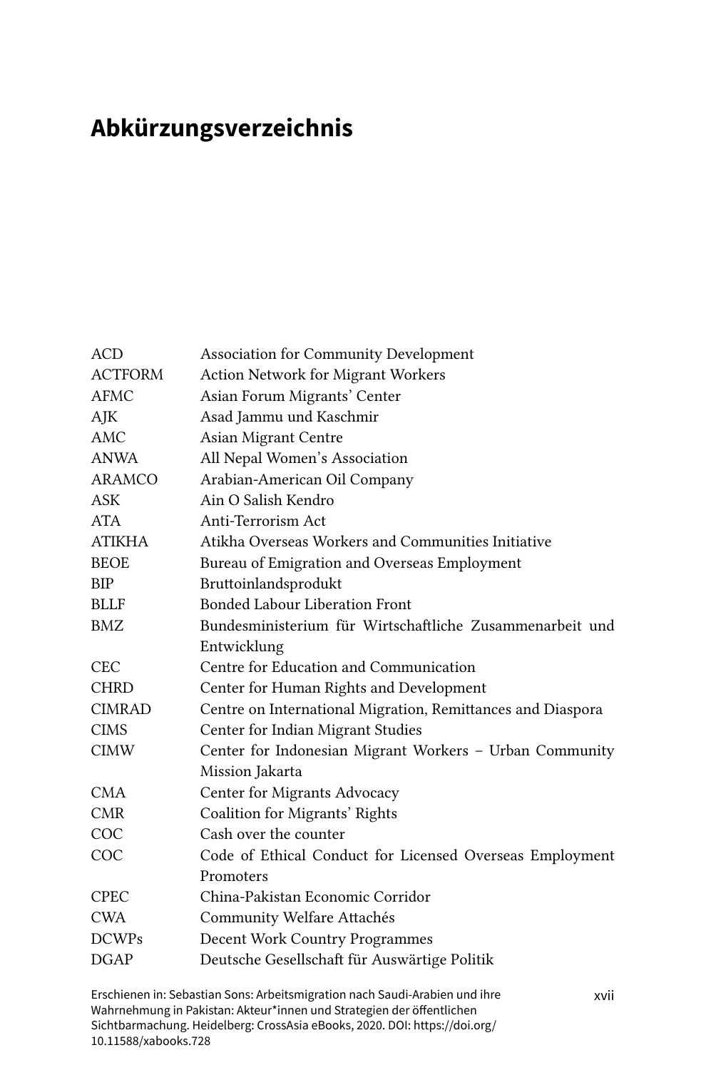# Abkürzungsverzeichnis

| | |
|---|---|
| ACD | Association for Community Development |
| ACTFORM | Action Network for Migrant Workers |
| AFMC | Asian Forum Migrants' Center |
| AJK | Asad Jammu und Kaschmir |
| AMC | Asian Migrant Centre |
| ANWA | All Nepal Women's Association |
| ARAMCO | Arabian-American Oil Company |
| ASK | Ain O Salish Kendro |
| ATA | Anti-Terrorism Act |
| ATIKHA | Atikha Overseas Workers and Communities Initiative |
| BEOE | Bureau of Emigration and Overseas Employment |
| BIP | Bruttoinlandsprodukt |
| BLLF | Bonded Labour Liberation Front |
| BMZ | Bundesministerium für Wirtschaftliche Zusammenarbeit und Entwicklung |
| CEC | Centre for Education and Communication |
| CHRD | Center for Human Rights and Development |
| CIMRAD | Centre on International Migration, Remittances and Diaspora |
| CIMS | Center for Indian Migrant Studies |
| CIMW | Center for Indonesian Migrant Workers – Urban Community Mission Jakarta |
| CMA | Center for Migrants Advocacy |
| CMR | Coalition for Migrants' Rights |
| COC | Cash over the counter |
| COC | Code of Ethical Conduct for Licensed Overseas Employment Promoters |
| CPEC | China-Pakistan Economic Corridor |
| CWA | Community Welfare Attachés |
| DCWPs | Decent Work Country Programmes |
| DGAP | Deutsche Gesellschaft für Auswärtige Politik |

Erschienen in: Sebastian Sons: Arbeitsmigration nach Saudi-Arabien und ihre Wahrnehmung in Pakistan: Akteur*innen und Strategien der öffentlichen Sichtbarmachung. Heidelberg: CrossAsia eBooks, 2020. DOI: https://doi.org/10.11588/xabooks.728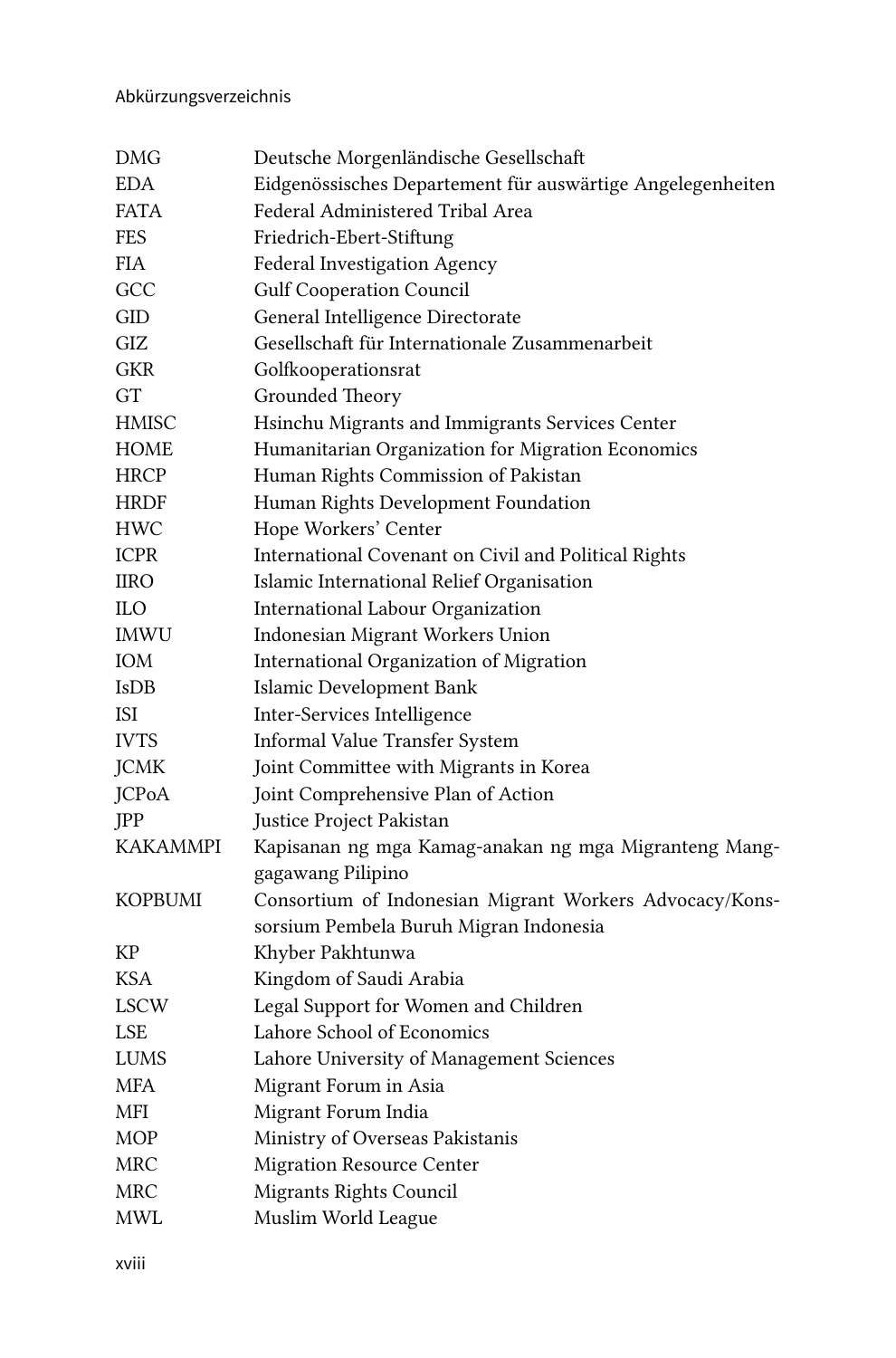| | |
|---|---|
| DMG | Deutsche Morgenländische Gesellschaft |
| EDA | Eidgenössisches Departement für auswärtige Angelegenheiten |
| FATA | Federal Administered Tribal Area |
| FES | Friedrich-Ebert-Stiftung |
| FIA | Federal Investigation Agency |
| GCC | Gulf Cooperation Council |
| GID | General Intelligence Directorate |
| GIZ | Gesellschaft für Internationale Zusammenarbeit |
| GKR | Golfkooperationsrat |
| GT | Grounded Theory |
| HMISC | Hsinchu Migrants and Immigrants Services Center |
| HOME | Humanitarian Organization for Migration Economics |
| HRCP | Human Rights Commission of Pakistan |
| HRDF | Human Rights Development Foundation |
| HWC | Hope Workers' Center |
| ICPR | International Covenant on Civil and Political Rights |
| IIRO | Islamic International Relief Organisation |
| ILO | International Labour Organization |
| IMWU | Indonesian Migrant Workers Union |
| IOM | International Organization of Migration |
| IsDB | Islamic Development Bank |
| ISI | Inter-Services Intelligence |
| IVTS | Informal Value Transfer System |
| JCMK | Joint Committee with Migrants in Korea |
| JCPoA | Joint Comprehensive Plan of Action |
| JPP | Justice Project Pakistan |
| KAKAMMPI | Kapisanan ng mga Kamag-anakan ng mga Migranteng Manggagawang Pilipino |
| KOPBUMI | Consortium of Indonesian Migrant Workers Advocacy/Konsorsium Pembela Buruh Migran Indonesia |
| KP | Khyber Pakhtunwa |
| KSA | Kingdom of Saudi Arabia |
| LSCW | Legal Support for Women and Children |
| LSE | Lahore School of Economics |
| LUMS | Lahore University of Management Sciences |
| MFA | Migrant Forum in Asia |
| MFI | Migrant Forum India |
| MOP | Ministry of Overseas Pakistanis |
| MRC | Migration Resource Center |
| MRC | Migrants Rights Council |
| MWL | Muslim World League |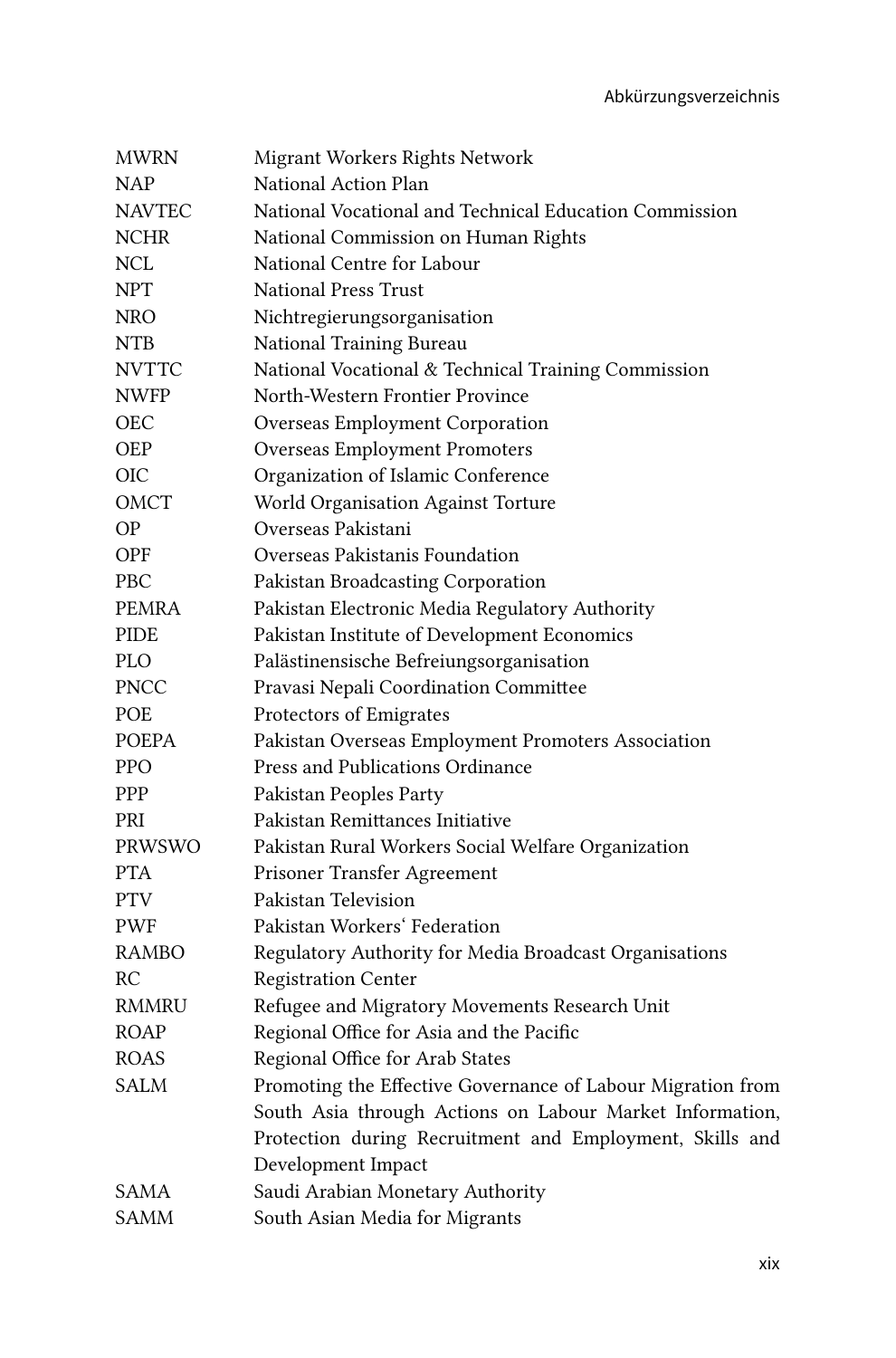| | |
|---|---|
| MWRN | Migrant Workers Rights Network |
| NAP | National Action Plan |
| NAVTEC | National Vocational and Technical Education Commission |
| NCHR | National Commission on Human Rights |
| NCL | National Centre for Labour |
| NPT | National Press Trust |
| NRO | Nichtregierungsorganisation |
| NTB | National Training Bureau |
| NVTTC | National Vocational & Technical Training Commission |
| NWFP | North-Western Frontier Province |
| OEC | Overseas Employment Corporation |
| OEP | Overseas Employment Promoters |
| OIC | Organization of Islamic Conference |
| OMCT | World Organisation Against Torture |
| OP | Overseas Pakistani |
| OPF | Overseas Pakistanis Foundation |
| PBC | Pakistan Broadcasting Corporation |
| PEMRA | Pakistan Electronic Media Regulatory Authority |
| PIDE | Pakistan Institute of Development Economics |
| PLO | Palästinensische Befreiungsorganisation |
| PNCC | Pravasi Nepali Coordination Committee |
| POE | Protectors of Emigrates |
| POEPA | Pakistan Overseas Employment Promoters Association |
| PPO | Press and Publications Ordinance |
| PPP | Pakistan Peoples Party |
| PRI | Pakistan Remittances Initiative |
| PRWSWO | Pakistan Rural Workers Social Welfare Organization |
| PTA | Prisoner Transfer Agreement |
| PTV | Pakistan Television |
| PWF | Pakistan Workers' Federation |
| RAMBO | Regulatory Authority for Media Broadcast Organisations |
| RC | Registration Center |
| RMMRU | Refugee and Migratory Movements Research Unit |
| ROAP | Regional Office for Asia and the Pacific |
| ROAS | Regional Office for Arab States |
| SALM | Promoting the Effective Governance of Labour Migration from South Asia through Actions on Labour Market Information, Protection during Recruitment and Employment, Skills and Development Impact |
| SAMA | Saudi Arabian Monetary Authority |
| SAMM | South Asian Media for Migrants |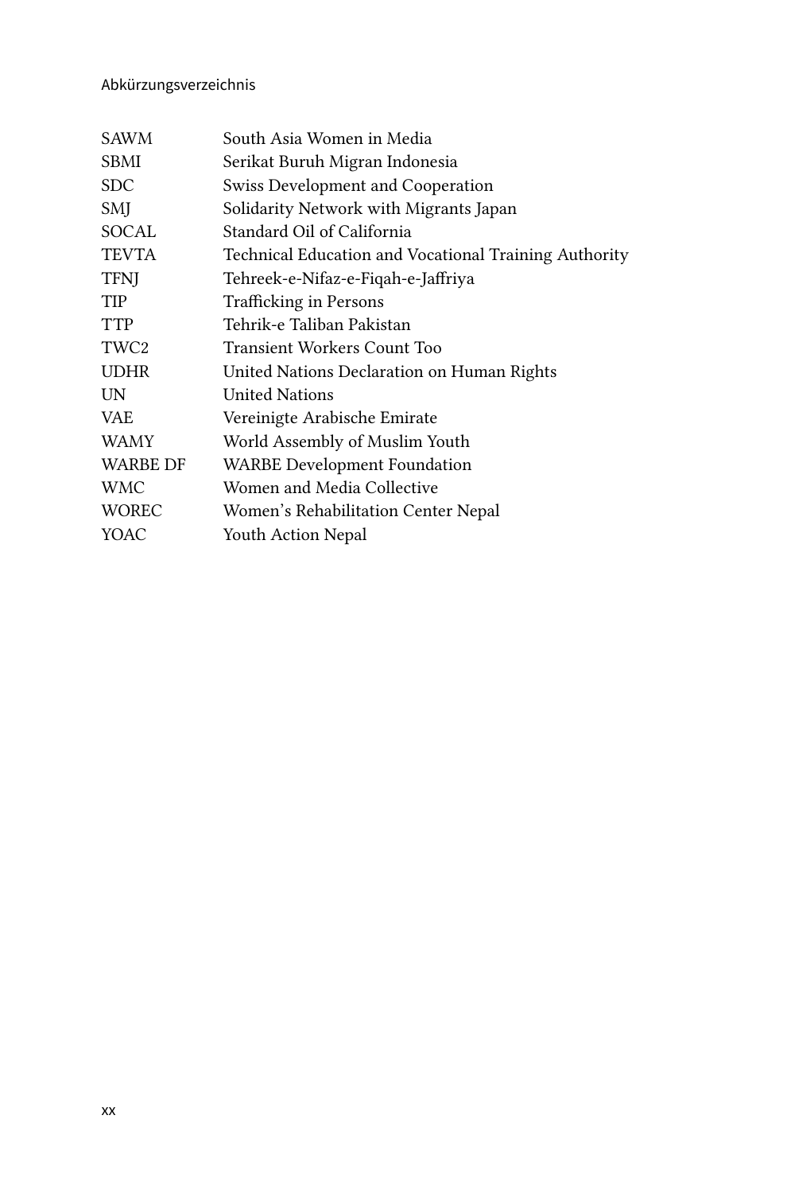| | |
|---|---|
| SAWM | South Asia Women in Media |
| SBMI | Serikat Buruh Migran Indonesia |
| SDC | Swiss Development and Cooperation |
| SMJ | Solidarity Network with Migrants Japan |
| SOCAL | Standard Oil of California |
| TEVTA | Technical Education and Vocational Training Authority |
| TFNJ | Tehreek-e-Nifaz-e-Fiqah-e-Jaffriya |
| TIP | Trafficking in Persons |
| TTP | Tehrik-e Taliban Pakistan |
| TWC2 | Transient Workers Count Too |
| UDHR | United Nations Declaration on Human Rights |
| UN | United Nations |
| VAE | Vereinigte Arabische Emirate |
| WAMY | World Assembly of Muslim Youth |
| WARBE DF | WARBE Development Foundation |
| WMC | Women and Media Collective |
| WOREC | Women's Rehabilitation Center Nepal |
| YOAC | Youth Action Nepal |